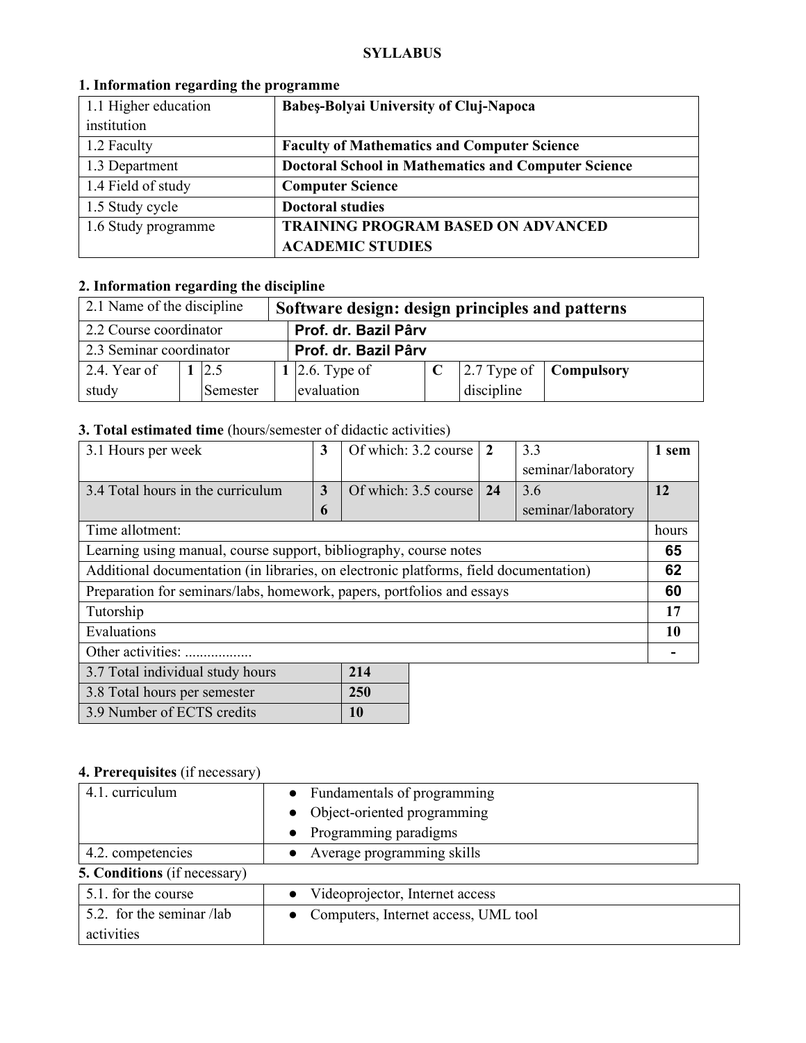**SYLLABUS**

## 1. Information regarding the programme

| | |
|---|---|
| 1.1 Higher education institution | **Babeş-Bolyai University of Cluj-Napoca** |
| 1.2 Faculty | **Faculty of Mathematics and Computer Science** |
| 1.3 Department | **Doctoral School in Mathematics and Computer Science** |
| 1.4 Field of study | **Computer Science** |
| 1.5 Study cycle | **Doctoral studies** |
| 1.6 Study programme | **TRAINING PROGRAM BASED ON ADVANCED ACADEMIC STUDIES** |

## 2. Information regarding the discipline

| | | | | | | | |
|---|---|---|---|---|---|---|---|
| 2.1 Name of the discipline | **Software design: design principles and patterns** | | | | | | |
| 2.2 Course coordinator | **Prof. dr. Bazil Pârv** | | | | | | |
| 2.3 Seminar coordinator | **Prof. dr. Bazil Pârv** | | | | | | |
| 2.4. Year of study | **1** | 2.5 Semester | **1** | 2.6. Type of evaluation | **C** | 2.7 Type of discipline | **Compulsory** |

## 3. Total estimated time (hours/semester of didactic activities)

| | | | | | |
|---|---|---|---|---|---|
| 3.1 Hours per week | **3** | Of which: 3.2 course | **2** | 3.3 seminar/laboratory | **1 sem** |
| 3.4 Total hours in the curriculum | **36** | Of which: 3.5 course | **24** | 3.6 seminar/laboratory | **12** |

| Time allotment: | hours |
|---|---|
| Learning using manual, course support, bibliography, course notes | **65** |
| Additional documentation (in libraries, on electronic platforms, field documentation) | **62** |
| Preparation for seminars/labs, homework, papers, portfolios and essays | **60** |
| Tutorship | **17** |
| Evaluations | **10** |
| Other activities: .................. | **-** |

| | |
|---|---|
| 3.7 Total individual study hours | **214** |
| 3.8 Total hours per semester | **250** |
| 3.9 Number of ECTS credits | **10** |

## 4. Prerequisites (if necessary)

| | |
|---|---|
| 4.1. curriculum | • Fundamentals of programming<br>• Object-oriented programming<br>• Programming paradigms |
| 4.2. competencies | • Average programming skills |

## 5. Conditions (if necessary)

| | |
|---|---|
| 5.1. for the course | • Videoprojector, Internet access |
| 5.2. for the seminar /lab activities | • Computers, Internet access, UML tool |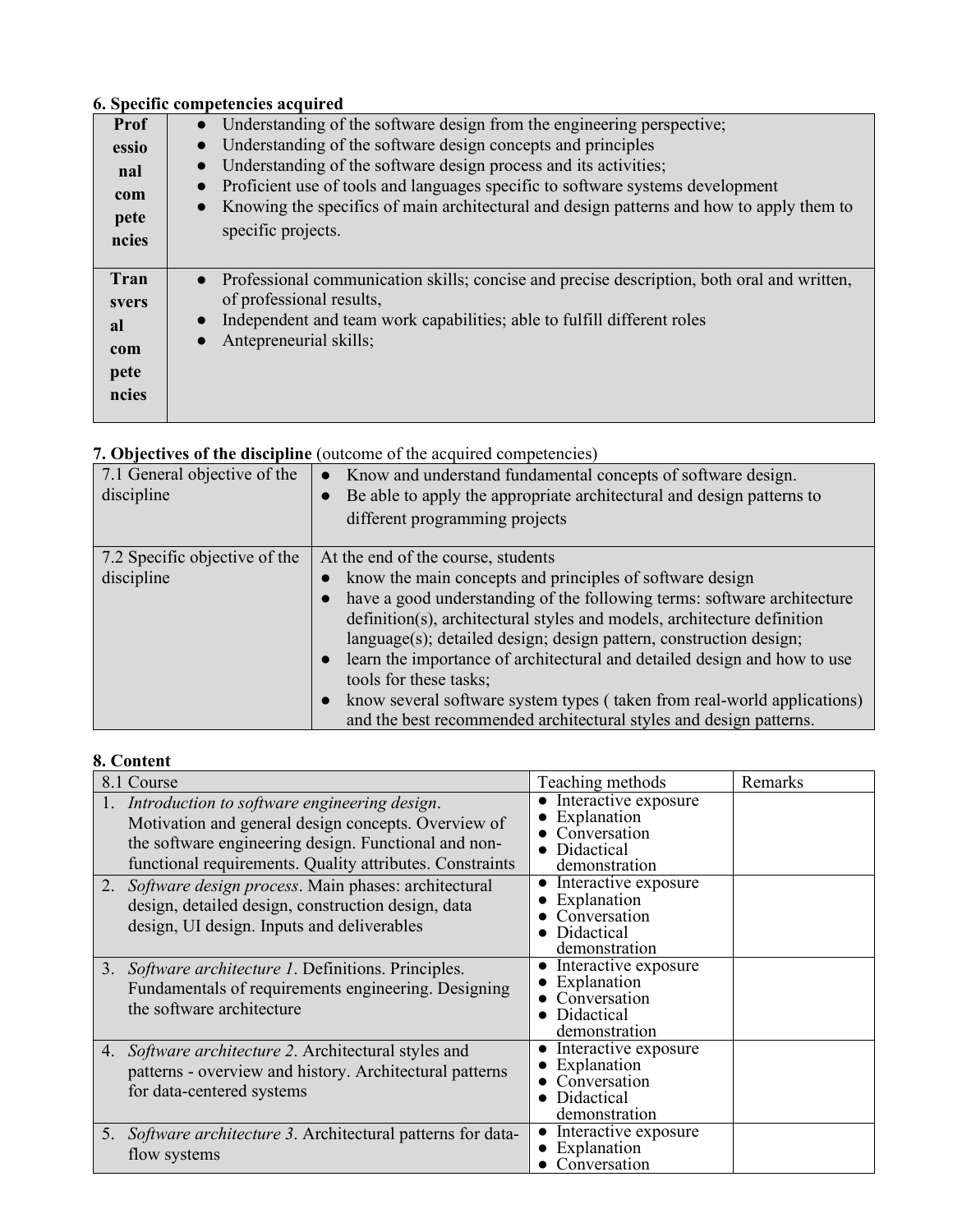**6. Specific competencies acquired**

| | |
|---|---|
| **Professional competencies** | ● Understanding of the software design from the engineering perspective;<br>● Understanding of the software design concepts and principles<br>● Understanding of the software design process and its activities;<br>● Proficient use of tools and languages specific to software systems development<br>● Knowing the specifics of main architectural and design patterns and how to apply them to specific projects. |
| **Transversal competencies** | ● Professional communication skills; concise and precise description, both oral and written, of professional results,<br>● Independent and team work capabilities; able to fulfill different roles<br>● Antepreneurial skills; |

**7. Objectives of the discipline** (outcome of the acquired competencies)

| | |
|---|---|
| 7.1 General objective of the discipline | ● Know and understand fundamental concepts of software design.<br>● Be able to apply the appropriate architectural and design patterns to different programming projects |
| 7.2 Specific objective of the discipline | At the end of the course, students<br>● know the main concepts and principles of software design<br>● have a good understanding of the following terms: software architecture definition(s), architectural styles and models, architecture definition language(s); detailed design; design pattern, construction design;<br>● learn the importance of architectural and detailed design and how to use tools for these tasks;<br>● know several software system types ( taken from real-world applications) and the best recommended architectural styles and design patterns. |

**8. Content**

| 8.1 Course | Teaching methods | Remarks |
|---|---|---|
| 1. *Introduction to software engineering design*. Motivation and general design concepts. Overview of the software engineering design. Functional and non-functional requirements. Quality attributes. Constraints | ● Interactive exposure<br>● Explanation<br>● Conversation<br>● Didactical demonstration | |
| 2. *Software design process*. Main phases: architectural design, detailed design, construction design, data design, UI design. Inputs and deliverables | ● Interactive exposure<br>● Explanation<br>● Conversation<br>● Didactical demonstration | |
| 3. *Software architecture 1*. Definitions. Principles. Fundamentals of requirements engineering. Designing the software architecture | ● Interactive exposure<br>● Explanation<br>● Conversation<br>● Didactical demonstration | |
| 4. *Software architecture 2*. Architectural styles and patterns - overview and history. Architectural patterns for data-centered systems | ● Interactive exposure<br>● Explanation<br>● Conversation<br>● Didactical demonstration | |
| 5. *Software architecture 3*. Architectural patterns for data-flow systems | ● Interactive exposure<br>● Explanation<br>● Conversation | |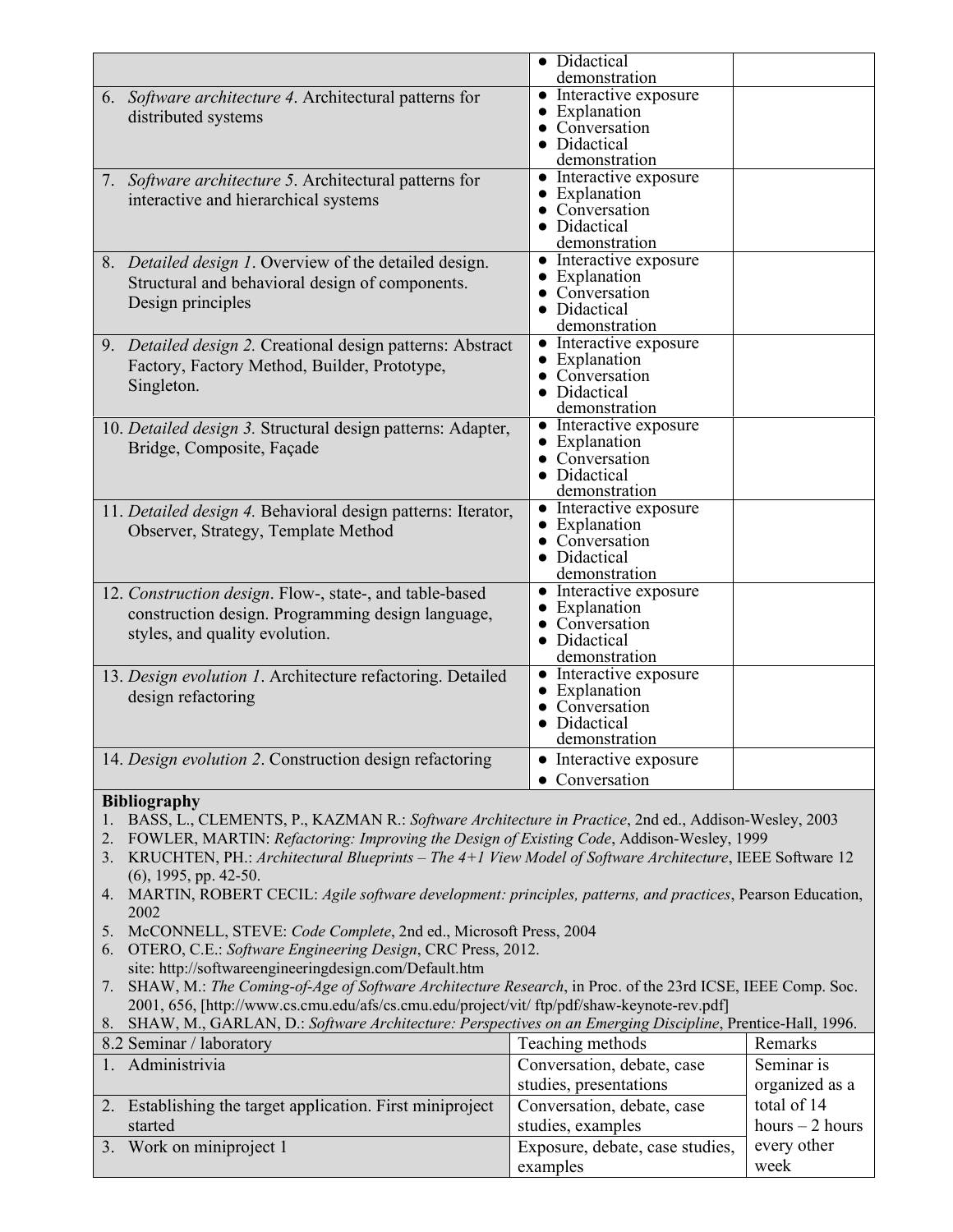| | | |
|---|---|---|
| | • Didactical demonstration | |
| 6. *Software architecture 4*. Architectural patterns for distributed systems | • Interactive exposure<br>• Explanation<br>• Conversation<br>• Didactical demonstration | |
| 7. *Software architecture 5*. Architectural patterns for interactive and hierarchical systems | • Interactive exposure<br>• Explanation<br>• Conversation<br>• Didactical demonstration | |
| 8. *Detailed design 1*. Overview of the detailed design. Structural and behavioral design of components. Design principles | • Interactive exposure<br>• Explanation<br>• Conversation<br>• Didactical demonstration | |
| 9. *Detailed design 2.* Creational design patterns: Abstract Factory, Factory Method, Builder, Prototype, Singleton. | • Interactive exposure<br>• Explanation<br>• Conversation<br>• Didactical demonstration | |
| 10. *Detailed design 3.* Structural design patterns: Adapter, Bridge, Composite, Façade | • Interactive exposure<br>• Explanation<br>• Conversation<br>• Didactical demonstration | |
| 11. *Detailed design 4.* Behavioral design patterns: Iterator, Observer, Strategy, Template Method | • Interactive exposure<br>• Explanation<br>• Conversation<br>• Didactical demonstration | |
| 12. *Construction design*. Flow-, state-, and table-based construction design. Programming design language, styles, and quality evolution. | • Interactive exposure<br>• Explanation<br>• Conversation<br>• Didactical demonstration | |
| 13. *Design evolution 1*. Architecture refactoring. Detailed design refactoring | • Interactive exposure<br>• Explanation<br>• Conversation<br>• Didactical demonstration | |
| 14. *Design evolution 2*. Construction design refactoring | • Interactive exposure<br>• Conversation | |

**Bibliography**

1. BASS, L., CLEMENTS, P., KAZMAN R.: *Software Architecture in Practice*, 2nd ed., Addison-Wesley, 2003
2. FOWLER, MARTIN: *Refactoring: Improving the Design of Existing Code*, Addison-Wesley, 1999
3. KRUCHTEN, PH.: *Architectural Blueprints – The 4+1 View Model of Software Architecture*, IEEE Software 12 (6), 1995, pp. 42-50.
4. MARTIN, ROBERT CECIL: *Agile software development: principles, patterns, and practices*, Pearson Education, 2002
5. McCONNELL, STEVE: *Code Complete*, 2nd ed., Microsoft Press, 2004
6. OTERO, C.E.: *Software Engineering Design*, CRC Press, 2012.
   site: http://softwareengineeringdesign.com/Default.htm
7. SHAW, M.: *The Coming-of-Age of Software Architecture Research*, in Proc. of the 23rd ICSE, IEEE Comp. Soc. 2001, 656, [http://www.cs.cmu.edu/afs/cs.cmu.edu/project/vit/ ftp/pdf/shaw-keynote-rev.pdf]
8. SHAW, M., GARLAN, D.: *Software Architecture: Perspectives on an Emerging Discipline*, Prentice-Hall, 1996.

| 8.2 Seminar / laboratory | Teaching methods | Remarks |
|---|---|---|
| 1. Administrivia | Conversation, debate, case studies, presentations | Seminar is organized as a total of 14 hours – 2 hours every other week |
| 2. Establishing the target application. First miniproject started | Conversation, debate, case studies, examples | |
| 3. Work on miniproject 1 | Exposure, debate, case studies, examples | |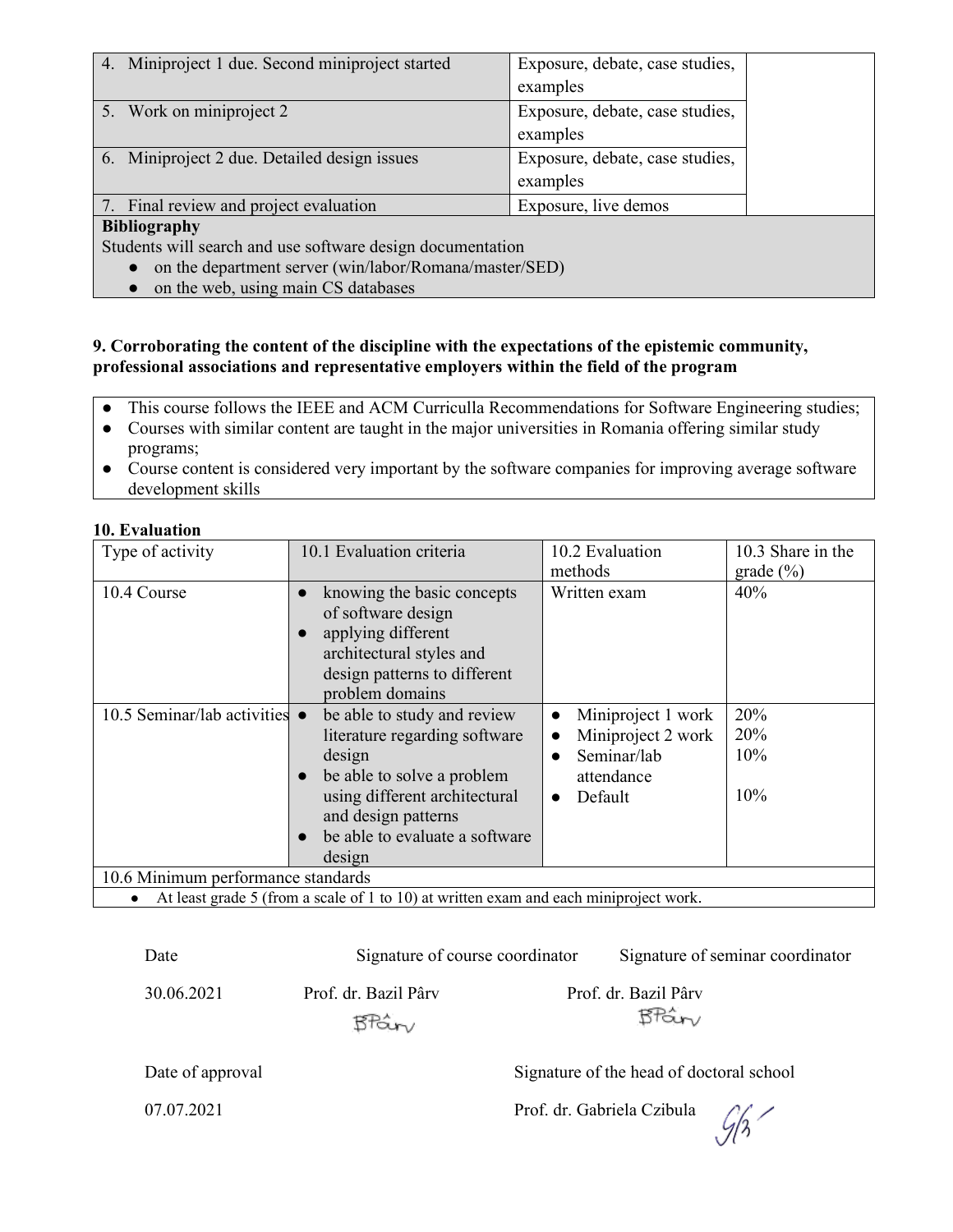| | | |
|---|---|---|
| 4. Miniproject 1 due. Second miniproject started | Exposure, debate, case studies, examples | |
| 5. Work on miniproject 2 | Exposure, debate, case studies, examples | |
| 6. Miniproject 2 due. Detailed design issues | Exposure, debate, case studies, examples | |
| 7. Final review and project evaluation | Exposure, live demos | |

**Bibliography**

Students will search and use software design documentation

- on the department server (win/labor/Romana/master/SED)
- on the web, using main CS databases

**9. Corroborating the content of the discipline with the expectations of the epistemic community, professional associations and representative employers within the field of the program**

- This course follows the IEEE and ACM Curriculla Recommendations for Software Engineering studies;
- Courses with similar content are taught in the major universities in Romania offering similar study programs;
- Course content is considered very important by the software companies for improving average software development skills

**10. Evaluation**

| Type of activity | 10.1 Evaluation criteria | 10.2 Evaluation methods | 10.3 Share in the grade (%) |
|---|---|---|---|
| 10.4 Course | • knowing the basic concepts of software design<br>• applying different architectural styles and design patterns to different problem domains | Written exam | 40% |
| 10.5 Seminar/lab activities | • be able to study and review literature regarding software design<br>• be able to solve a problem using different architectural and design patterns<br>• be able to evaluate a software design | • Miniproject 1 work<br>• Miniproject 2 work<br>• Seminar/lab attendance<br>• Default | 20%<br>20%<br>10%<br>10% |
| 10.6 Minimum performance standards | | | |
| • At least grade 5 (from a scale of 1 to 10) at written exam and each miniproject work. | | | |

| Date | Signature of course coordinator | Signature of seminar coordinator |
|---|---|---|
| 30.06.2021 | Prof. dr. Bazil Pârv | Prof. dr. Bazil Pârv |

| Date of approval | Signature of the head of doctoral school |
|---|---|
| 07.07.2021 | Prof. dr. Gabriela Czibula |